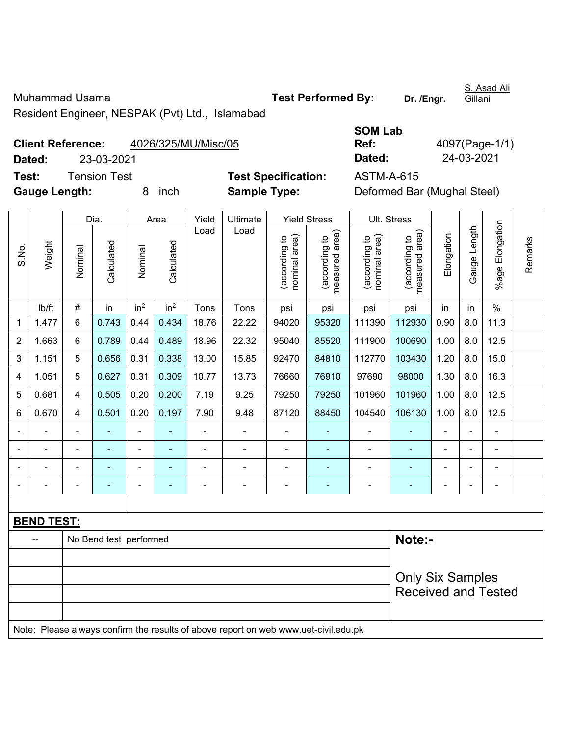Muhammad Usama

Resident Engineer, NESPAK (Pvt) Ltd., Islamabad

**Test Performed By:** **Dr. /Engr.** S. Asad Ali Gillani

**Client Reference:** 4026/325/MU/Misc/05

**Dated:** 23-03-2021

**SOM Lab Ref:** 4097(Page-1/1)

**Dated:** 24-03-2021

**Test:** Tension Test

**Test Specification:** ASTM-A-615

**Gauge Length:** 8 inch

**Sample Type:** Deformed Bar (Mughal Steel)

| S.No. | Weight | Dia. | | Area | | Yield Load | Ultimate Load | Yield Stress | | Ult. Stress | | Elongation | Gauge Length | %age Elongation | Remarks |
|---|---|---|---|---|---|---|---|---|---|---|---|---|---|---|---|
| | | Nominal | Calculated | Nominal | Calculated | | | (according to nominal area) | (according to measured area) | (according to nominal area) | (according to measured area) | | | | |
| | lb/ft | # | in | $in^2$ | $in^2$ | Tons | Tons | psi | psi | psi | psi | in | in | % | |
| 1 | 1.477 | 6 | 0.743 | 0.44 | 0.434 | 18.76 | 22.22 | 94020 | 95320 | 111390 | 112930 | 0.90 | 8.0 | 11.3 | |
| 2 | 1.663 | 6 | 0.789 | 0.44 | 0.489 | 18.96 | 22.32 | 95040 | 85520 | 111900 | 100690 | 1.00 | 8.0 | 12.5 | |
| 3 | 1.151 | 5 | 0.656 | 0.31 | 0.338 | 13.00 | 15.85 | 92470 | 84810 | 112770 | 103430 | 1.20 | 8.0 | 15.0 | |
| 4 | 1.051 | 5 | 0.627 | 0.31 | 0.309 | 10.77 | 13.73 | 76660 | 76910 | 97690 | 98000 | 1.30 | 8.0 | 16.3 | |
| 5 | 0.681 | 4 | 0.505 | 0.20 | 0.200 | 7.19 | 9.25 | 79250 | 79250 | 101960 | 101960 | 1.00 | 8.0 | 12.5 | |
| 6 | 0.670 | 4 | 0.501 | 0.20 | 0.197 | 7.90 | 9.48 | 87120 | 88450 | 104540 | 106130 | 1.00 | 8.0 | 12.5 | |
| - | - | - | - | - | - | - | - | - | - | - | - | - | - | - | |
| - | - | - | - | - | - | - | - | - | - | - | - | - | - | - | |
| - | - | - | - | - | - | - | - | - | - | - | - | - | - | - | |
| - | - | - | - | - | - | - | - | - | - | - | - | - | - | - | |

**BEND TEST:**

| -- | No Bend test performed |
|---|---|

**Note:-**

Only Six Samples Received and Tested

Note: Please always confirm the results of above report on web www.uet-civil.edu.pk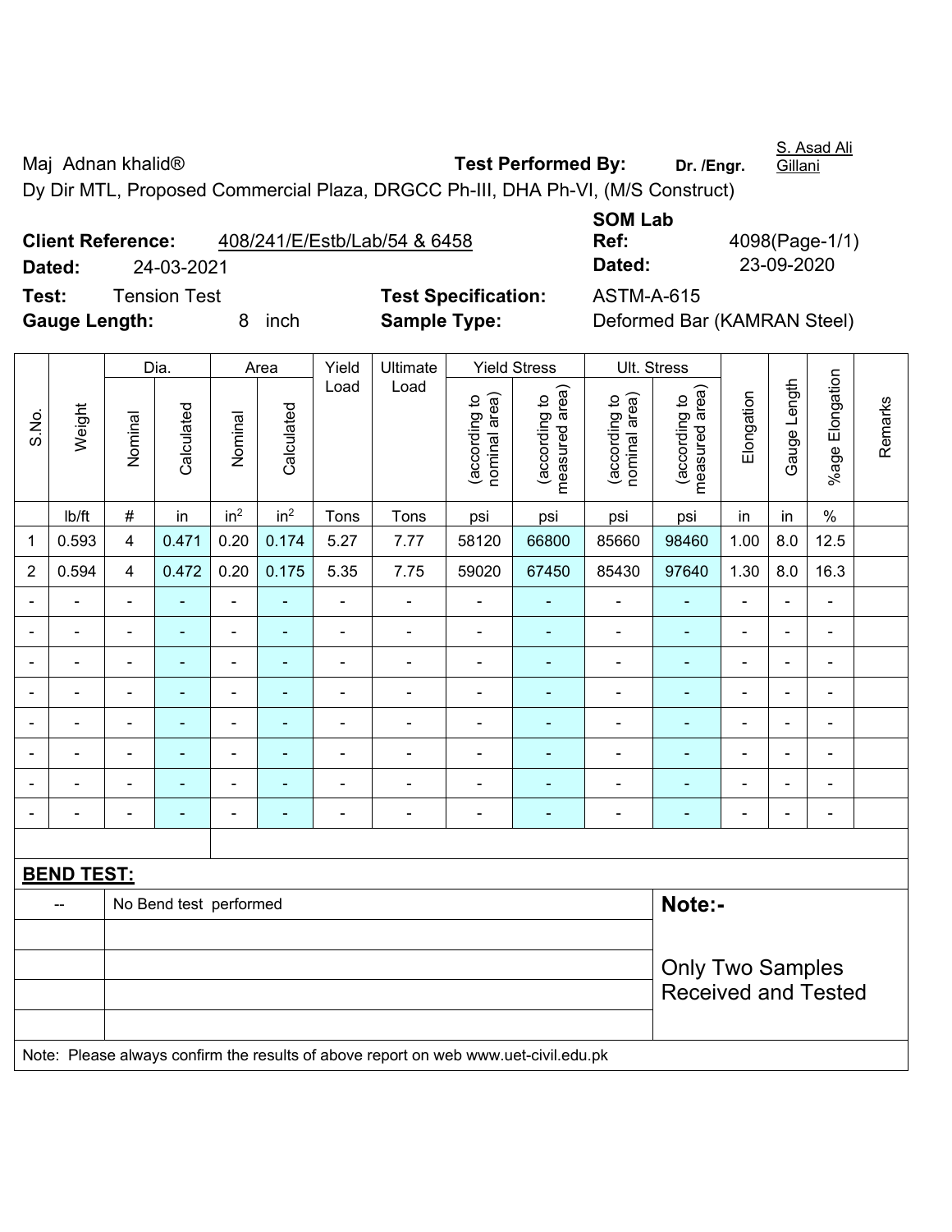Maj Adnan khalid® **Test Performed By:** Dr. /Engr. S. Asad Ali Gillani

Dy Dir MTL, Proposed Commercial Plaza, DRGCC Ph-III, DHA Ph-VI, (M/S Construct)

**Client Reference:** 408/241/E/Estb/Lab/54 & 6458 **SOM Lab Ref:** 4098(Page-1/1)

**Dated:** 24-03-2021 **Dated:** 23-09-2020

**Test:** Tension Test **Test Specification:** ASTM-A-615

**Gauge Length:** 8 inch **Sample Type:** Deformed Bar (KAMRAN Steel)

| S.No. | Weight | Dia. | | Area | | Yield Load | Ultimate Load | Yield Stress | | Ult. Stress | | Elongation | Gauge Length | %age Elongation | Remarks |
|---|---|---|---|---|---|---|---|---|---|---|---|---|---|---|---|
| | | Nominal | Calculated | Nominal | Calculated | | | (according to nominal area) | (according to measured area) | (according to nominal area) | (according to measured area) | | | | |
| | lb/ft | # | in | $in^2$ | $in^2$ | Tons | Tons | psi | psi | psi | psi | in | in | % | |
| 1 | 0.593 | 4 | 0.471 | 0.20 | 0.174 | 5.27 | 7.77 | 58120 | 66800 | 85660 | 98460 | 1.00 | 8.0 | 12.5 | |
| 2 | 0.594 | 4 | 0.472 | 0.20 | 0.175 | 5.35 | 7.75 | 59020 | 67450 | 85430 | 97640 | 1.30 | 8.0 | 16.3 | |
| - | - | - | - | - | - | - | - | - | - | - | - | - | - | - | |
| - | - | - | - | - | - | - | - | - | - | - | - | - | - | - | |
| - | - | - | - | - | - | - | - | - | - | - | - | - | - | - | |
| - | - | - | - | - | - | - | - | - | - | - | - | - | - | - | |
| - | - | - | - | - | - | - | - | - | - | - | - | - | - | - | |
| - | - | - | - | - | - | - | - | - | - | - | - | - | - | - | |
| - | - | - | - | - | - | - | - | - | - | - | - | - | - | - | |
| - | - | - | - | - | - | - | - | - | - | - | - | - | - | - | |

**BEND TEST:**

| | | |
|---|---|---|
| -- | No Bend test performed | **Note:-** |
| | | Only Two Samples Received and Tested |

Note: Please always confirm the results of above report on web www.uet-civil.edu.pk